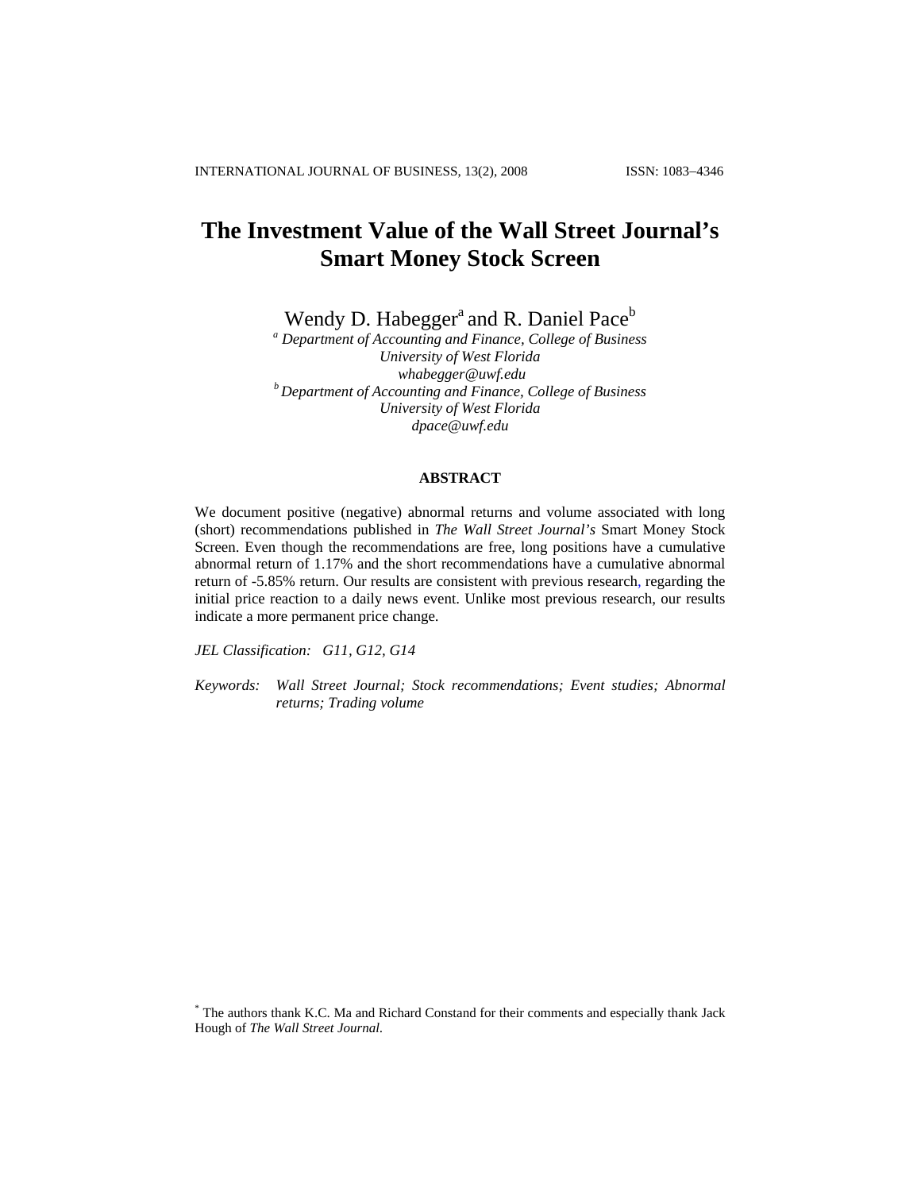# The Investment Value of the Wall Street Journal's Smart Money Stock Screen

Wendy D. Habegger[a] and R. Daniel Pace[b]

[a] *Department of Accounting and Finance, College of Business*
*University of West Florida*
*whabegger@uwf.edu*

[b] *Department of Accounting and Finance, College of Business*
*University of West Florida*
*dpace@uwf.edu*

## ABSTRACT

We document positive (negative) abnormal returns and volume associated with long (short) recommendations published in *The Wall Street Journal's* Smart Money Stock Screen. Even though the recommendations are free, long positions have a cumulative abnormal return of 1.17% and the short recommendations have a cumulative abnormal return of -5.85% return. Our results are consistent with previous research, regarding the initial price reaction to a daily news event. Unlike most previous research, our results indicate a more permanent price change.

*JEL Classification: G11, G12, G14*

*Keywords: Wall Street Journal; Stock recommendations; Event studies; Abnormal returns; Trading volume*

[*] The authors thank K.C. Ma and Richard Constand for their comments and especially thank Jack Hough of *The Wall Street Journal.*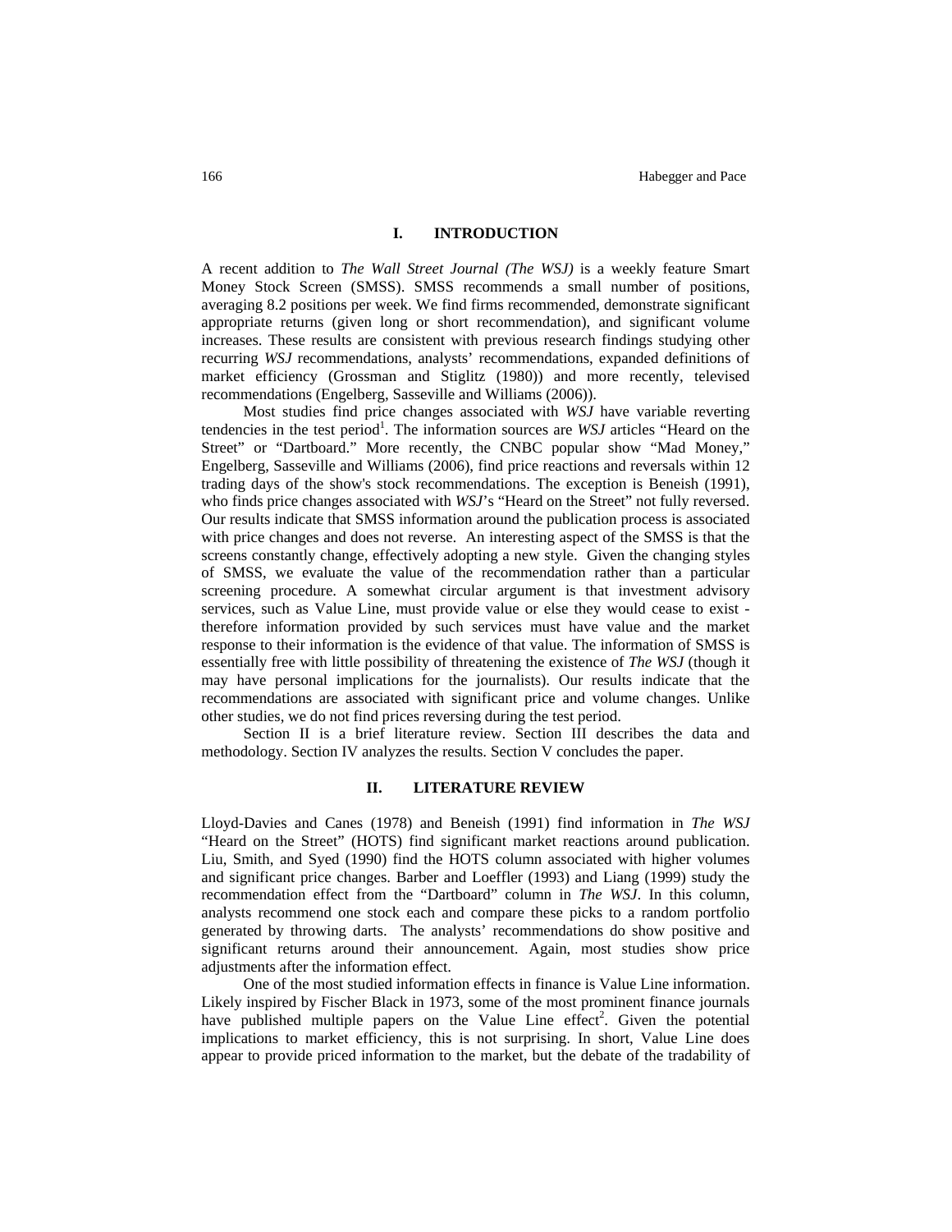## I. INTRODUCTION

A recent addition to *The Wall Street Journal (The WSJ)* is a weekly feature Smart Money Stock Screen (SMSS). SMSS recommends a small number of positions, averaging 8.2 positions per week. We find firms recommended, demonstrate significant appropriate returns (given long or short recommendation), and significant volume increases. These results are consistent with previous research findings studying other recurring *WSJ* recommendations, analysts' recommendations, expanded definitions of market efficiency (Grossman and Stiglitz (1980)) and more recently, televised recommendations (Engelberg, Sasseville and Williams (2006)).

Most studies find price changes associated with *WSJ* have variable reverting tendencies in the test period[1]. The information sources are *WSJ* articles "Heard on the Street" or "Dartboard." More recently, the CNBC popular show "Mad Money," Engelberg, Sasseville and Williams (2006), find price reactions and reversals within 12 trading days of the show's stock recommendations. The exception is Beneish (1991), who finds price changes associated with *WSJ*'s "Heard on the Street" not fully reversed. Our results indicate that SMSS information around the publication process is associated with price changes and does not reverse. An interesting aspect of the SMSS is that the screens constantly change, effectively adopting a new style. Given the changing styles of SMSS, we evaluate the value of the recommendation rather than a particular screening procedure. A somewhat circular argument is that investment advisory services, such as Value Line, must provide value or else they would cease to exist - therefore information provided by such services must have value and the market response to their information is the evidence of that value. The information of SMSS is essentially free with little possibility of threatening the existence of *The WSJ* (though it may have personal implications for the journalists). Our results indicate that the recommendations are associated with significant price and volume changes. Unlike other studies, we do not find prices reversing during the test period.

Section II is a brief literature review. Section III describes the data and methodology. Section IV analyzes the results. Section V concludes the paper.

## II. LITERATURE REVIEW

Lloyd-Davies and Canes (1978) and Beneish (1991) find information in *The WSJ* "Heard on the Street" (HOTS) find significant market reactions around publication. Liu, Smith, and Syed (1990) find the HOTS column associated with higher volumes and significant price changes. Barber and Loeffler (1993) and Liang (1999) study the recommendation effect from the "Dartboard" column in *The WSJ*. In this column, analysts recommend one stock each and compare these picks to a random portfolio generated by throwing darts. The analysts' recommendations do show positive and significant returns around their announcement. Again, most studies show price adjustments after the information effect.

One of the most studied information effects in finance is Value Line information. Likely inspired by Fischer Black in 1973, some of the most prominent finance journals have published multiple papers on the Value Line effect[2]. Given the potential implications to market efficiency, this is not surprising. In short, Value Line does appear to provide priced information to the market, but the debate of the tradability of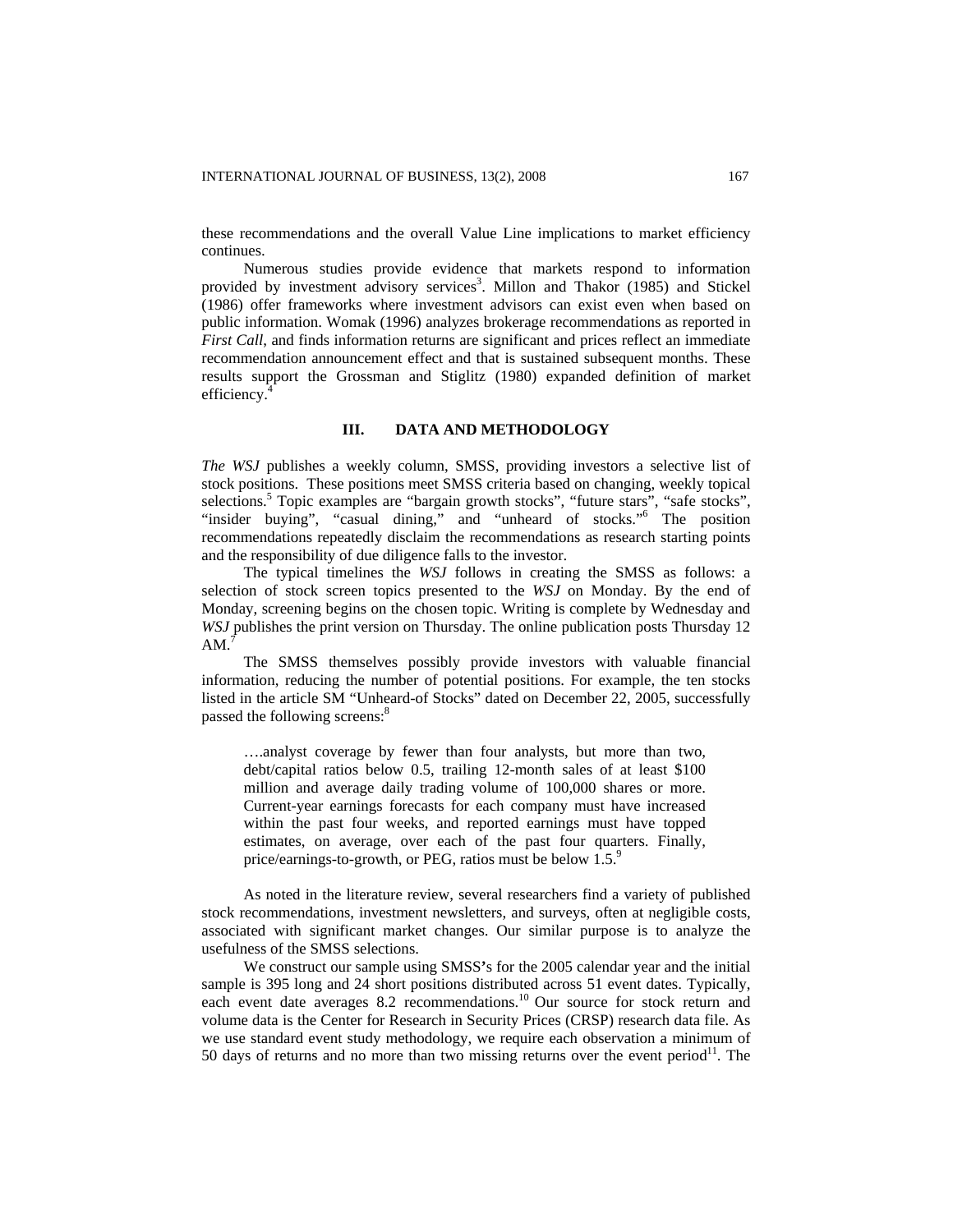these recommendations and the overall Value Line implications to market efficiency continues.

Numerous studies provide evidence that markets respond to information provided by investment advisory services[3]. Millon and Thakor (1985) and Stickel (1986) offer frameworks where investment advisors can exist even when based on public information. Womak (1996) analyzes brokerage recommendations as reported in *First Call*, and finds information returns are significant and prices reflect an immediate recommendation announcement effect and that is sustained subsequent months. These results support the Grossman and Stiglitz (1980) expanded definition of market efficiency.[4]

## III. DATA AND METHODOLOGY

*The WSJ* publishes a weekly column, SMSS, providing investors a selective list of stock positions. These positions meet SMSS criteria based on changing, weekly topical selections.[5] Topic examples are "bargain growth stocks", "future stars", "safe stocks", "insider buying", "casual dining," and "unheard of stocks."[6] The position recommendations repeatedly disclaim the recommendations as research starting points and the responsibility of due diligence falls to the investor.

The typical timelines the *WSJ* follows in creating the SMSS as follows: a selection of stock screen topics presented to the *WSJ* on Monday. By the end of Monday, screening begins on the chosen topic. Writing is complete by Wednesday and *WSJ* publishes the print version on Thursday. The online publication posts Thursday 12 AM.[7]

The SMSS themselves possibly provide investors with valuable financial information, reducing the number of potential positions. For example, the ten stocks listed in the article SM "Unheard-of Stocks" dated on December 22, 2005, successfully passed the following screens:[8]

> ….analyst coverage by fewer than four analysts, but more than two, debt/capital ratios below 0.5, trailing 12-month sales of at least $100 million and average daily trading volume of 100,000 shares or more. Current-year earnings forecasts for each company must have increased within the past four weeks, and reported earnings must have topped estimates, on average, over each of the past four quarters. Finally, price/earnings-to-growth, or PEG, ratios must be below 1.5.[9]

As noted in the literature review, several researchers find a variety of published stock recommendations, investment newsletters, and surveys, often at negligible costs, associated with significant market changes. Our similar purpose is to analyze the usefulness of the SMSS selections.

We construct our sample using SMSS's for the 2005 calendar year and the initial sample is 395 long and 24 short positions distributed across 51 event dates. Typically, each event date averages 8.2 recommendations.[10] Our source for stock return and volume data is the Center for Research in Security Prices (CRSP) research data file. As we use standard event study methodology, we require each observation a minimum of 50 days of returns and no more than two missing returns over the event period[11]. The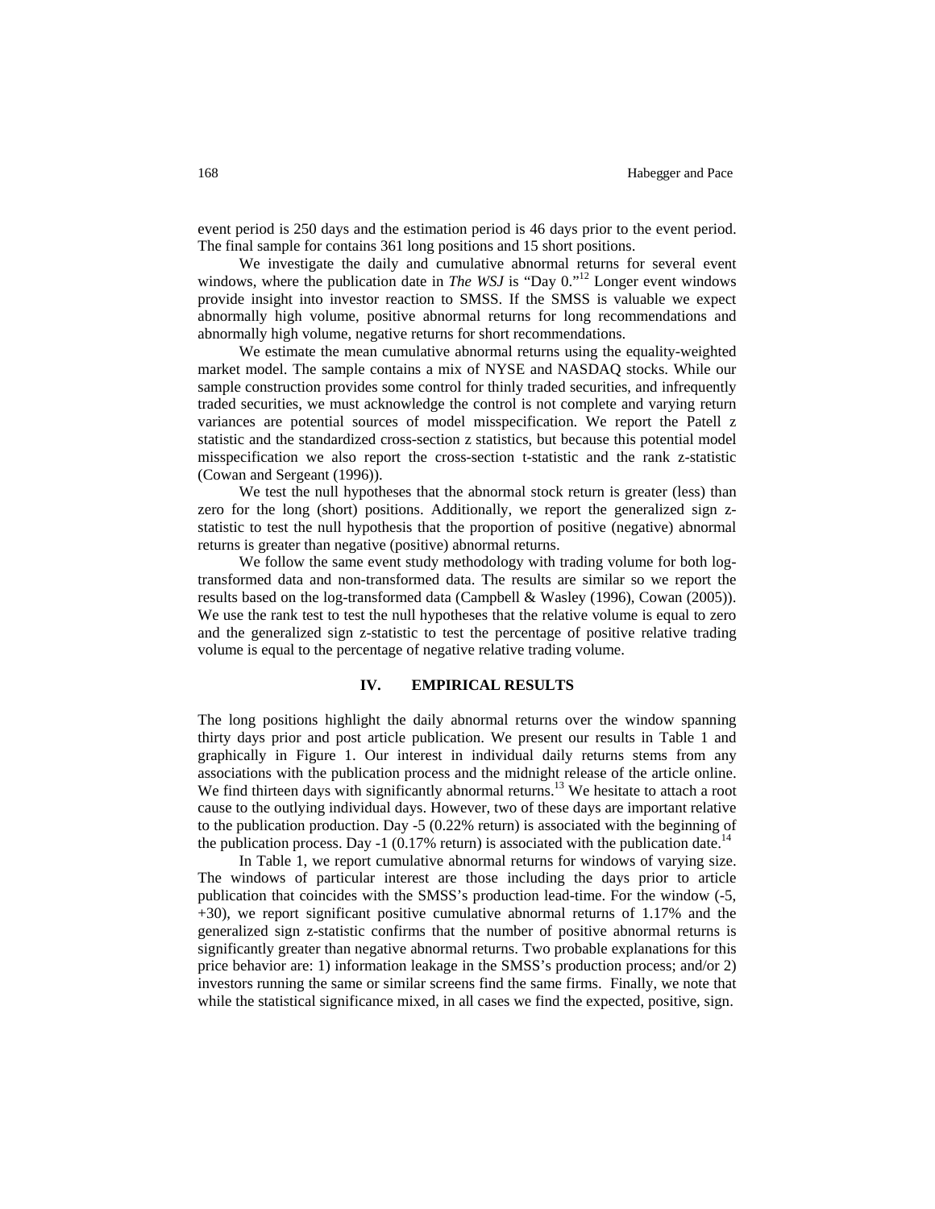event period is 250 days and the estimation period is 46 days prior to the event period. The final sample for contains 361 long positions and 15 short positions.

We investigate the daily and cumulative abnormal returns for several event windows, where the publication date in *The WSJ* is "Day 0."[12] Longer event windows provide insight into investor reaction to SMSS. If the SMSS is valuable we expect abnormally high volume, positive abnormal returns for long recommendations and abnormally high volume, negative returns for short recommendations.

We estimate the mean cumulative abnormal returns using the equality-weighted market model. The sample contains a mix of NYSE and NASDAQ stocks. While our sample construction provides some control for thinly traded securities, and infrequently traded securities, we must acknowledge the control is not complete and varying return variances are potential sources of model misspecification. We report the Patell z statistic and the standardized cross-section z statistics, but because this potential model misspecification we also report the cross-section t-statistic and the rank z-statistic (Cowan and Sergeant (1996)).

We test the null hypotheses that the abnormal stock return is greater (less) than zero for the long (short) positions. Additionally, we report the generalized sign z-statistic to test the null hypothesis that the proportion of positive (negative) abnormal returns is greater than negative (positive) abnormal returns.

We follow the same event study methodology with trading volume for both log-transformed data and non-transformed data. The results are similar so we report the results based on the log-transformed data (Campbell & Wasley (1996), Cowan (2005)). We use the rank test to test the null hypotheses that the relative volume is equal to zero and the generalized sign z-statistic to test the percentage of positive relative trading volume is equal to the percentage of negative relative trading volume.

## IV. EMPIRICAL RESULTS

The long positions highlight the daily abnormal returns over the window spanning thirty days prior and post article publication. We present our results in Table 1 and graphically in Figure 1. Our interest in individual daily returns stems from any associations with the publication process and the midnight release of the article online. We find thirteen days with significantly abnormal returns.[13] We hesitate to attach a root cause to the outlying individual days. However, two of these days are important relative to the publication production. Day -5 (0.22% return) is associated with the beginning of the publication process. Day -1 (0.17% return) is associated with the publication date.[14]

In Table 1, we report cumulative abnormal returns for windows of varying size. The windows of particular interest are those including the days prior to article publication that coincides with the SMSS's production lead-time. For the window (-5, +30), we report significant positive cumulative abnormal returns of 1.17% and the generalized sign z-statistic confirms that the number of positive abnormal returns is significantly greater than negative abnormal returns. Two probable explanations for this price behavior are: 1) information leakage in the SMSS's production process; and/or 2) investors running the same or similar screens find the same firms. Finally, we note that while the statistical significance mixed, in all cases we find the expected, positive, sign.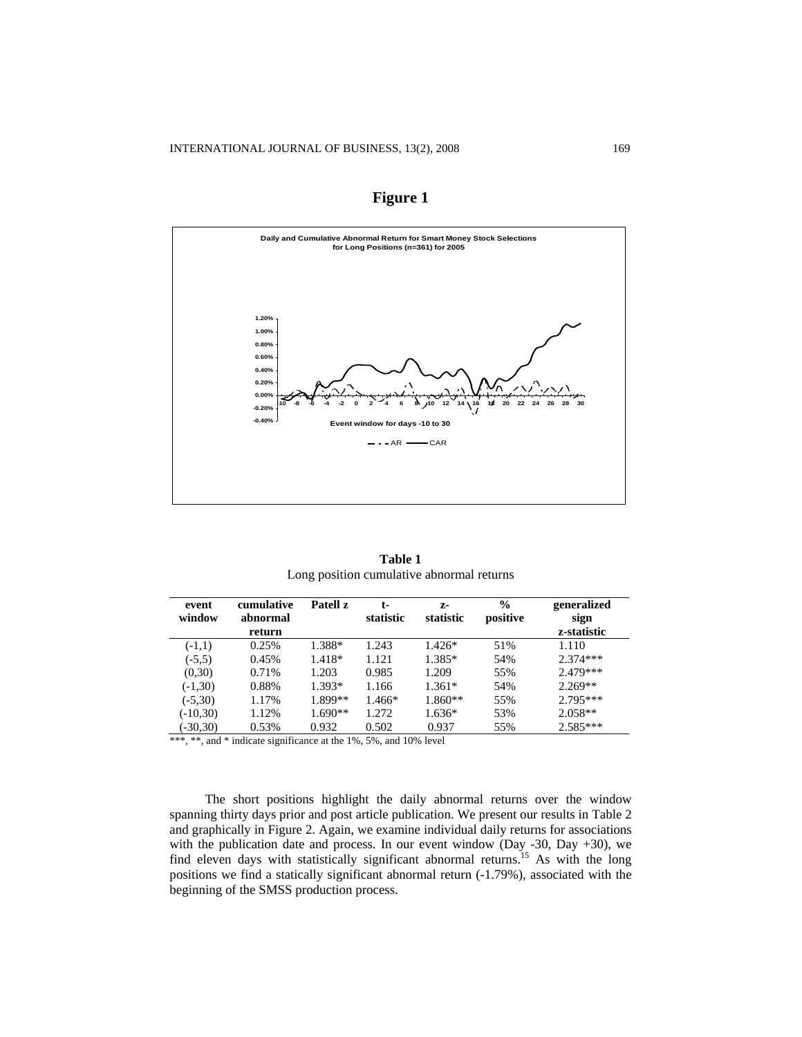## Figure 1

**Daily and Cumulative Abnormal Return for Smart Money Stock Selections for Long Positions (n=361) for 2005**

**Table 1**
Long position cumulative abnormal returns

| event window | cumulative abnormal return | Patell z | t-statistic | z-statistic | % positive | generalized sign z-statistic |
|---|---|---|---|---|---|---|
| (-1,1) | 0.25% | 1.388* | 1.243 | 1.426* | 51% | 1.110 |
| (-5,5) | 0.45% | 1.418* | 1.121 | 1.385* | 54% | 2.374*** |
| (0,30) | 0.71% | 1.203 | 0.985 | 1.209 | 55% | 2.479*** |
| (-1,30) | 0.88% | 1.393* | 1.166 | 1.361* | 54% | 2.269** |
| (-5,30) | 1.17% | 1.899** | 1.466* | 1.860** | 55% | 2.795*** |
| (-10,30) | 1.12% | 1.690** | 1.272 | 1.636* | 53% | 2.058** |
| (-30,30) | 0.53% | 0.932 | 0.502 | 0.937 | 55% | 2.585*** |

***, **, and * indicate significance at the 1%, 5%, and 10% level

The short positions highlight the daily abnormal returns over the window spanning thirty days prior and post article publication. We present our results in Table 2 and graphically in Figure 2. Again, we examine individual daily returns for associations with the publication date and process. In our event window (Day -30, Day +30), we find eleven days with statistically significant abnormal returns.[15] As with the long positions we find a statically significant abnormal return (-1.79%), associated with the beginning of the SMSS production process.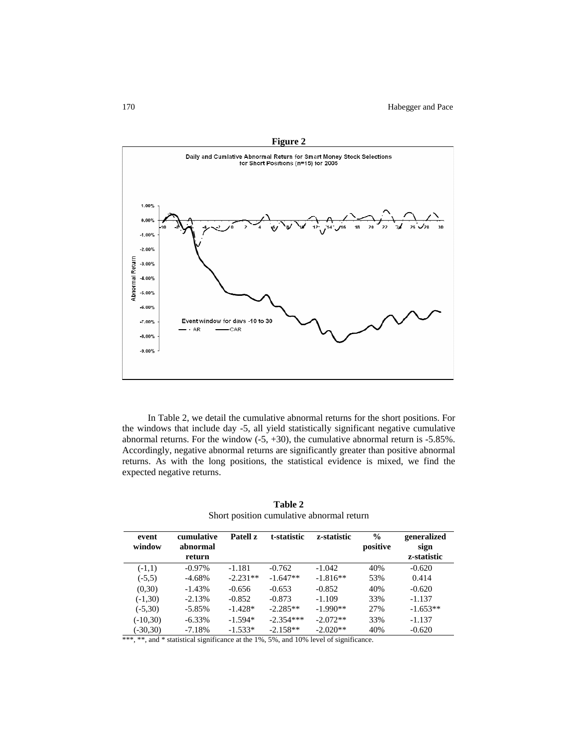**Figure 2**

Daily and Cumlative Abnormal Return for Smart Money Stock Selections for Short Positions (n=15) for 2005

In Table 2, we detail the cumulative abnormal returns for the short positions. For the windows that include day -5, all yield statistically significant negative cumulative abnormal returns. For the window (-5, +30), the cumulative abnormal return is -5.85%. Accordingly, negative abnormal returns are significantly greater than positive abnormal returns. As with the long positions, the statistical evidence is mixed, we find the expected negative returns.

**Table 2**
Short position cumulative abnormal return

| event window | cumulative abnormal return | Patell z | t-statistic | z-statistic | % positive | generalized sign z-statistic |
|---|---|---|---|---|---|---|
| (-1,1) | -0.97% | -1.181 | -0.762 | -1.042 | 40% | -0.620 |
| (-5,5) | -4.68% | -2.231** | -1.647** | -1.816** | 53% | 0.414 |
| (0,30) | -1.43% | -0.656 | -0.653 | -0.852 | 40% | -0.620 |
| (-1,30) | -2.13% | -0.852 | -0.873 | -1.109 | 33% | -1.137 |
| (-5,30) | -5.85% | -1.428* | -2.285** | -1.990** | 27% | -1.653** |
| (-10,30) | -6.33% | -1.594* | -2.354*** | -2.072** | 33% | -1.137 |
| (-30,30) | -7.18% | -1.533* | -2.158** | -2.020** | 40% | -0.620 |

***, **, and * statistical significance at the 1%, 5%, and 10% level of significance.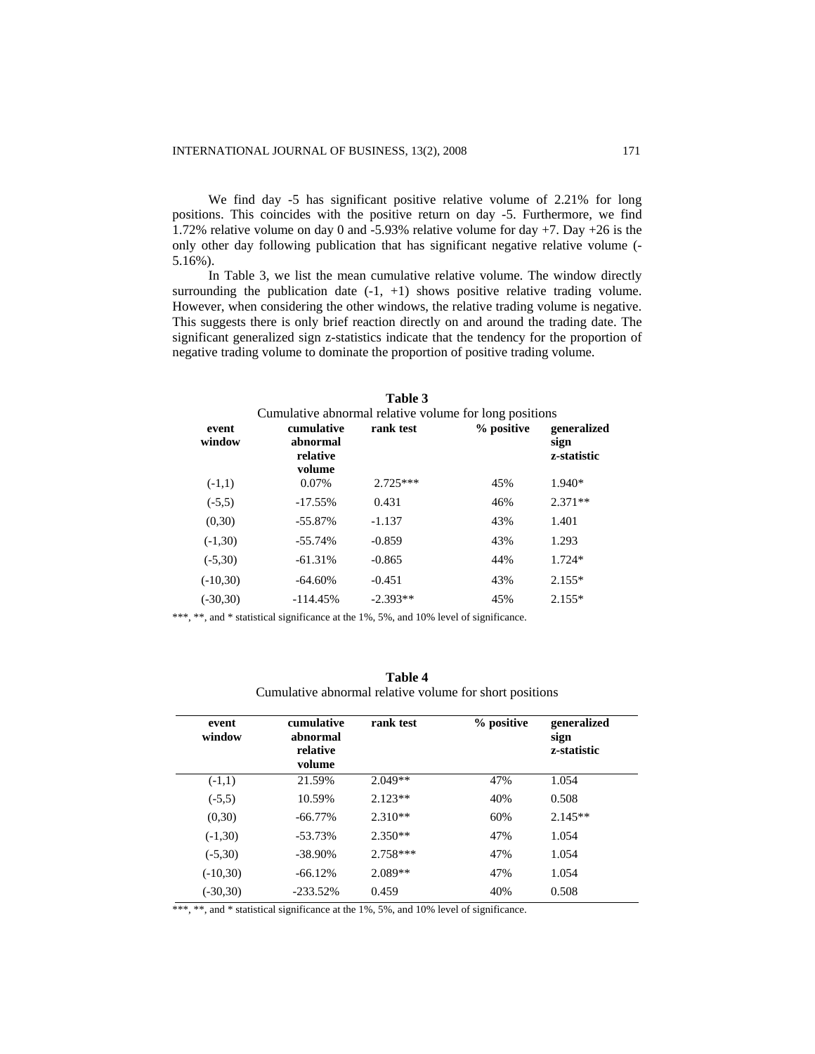We find day -5 has significant positive relative volume of 2.21% for long positions. This coincides with the positive return on day -5. Furthermore, we find 1.72% relative volume on day 0 and -5.93% relative volume for day +7. Day +26 is the only other day following publication that has significant negative relative volume (-5.16%).

In Table 3, we list the mean cumulative relative volume. The window directly surrounding the publication date (-1, +1) shows positive relative trading volume. However, when considering the other windows, the relative trading volume is negative. This suggests there is only brief reaction directly on and around the trading date. The significant generalized sign z-statistics indicate that the tendency for the proportion of negative trading volume to dominate the proportion of positive trading volume.

**Table 3**
Cumulative abnormal relative volume for long positions

| event window | cumulative abnormal relative volume | rank test | % positive | generalized sign z-statistic |
|---|---|---|---|---|
| (-1,1) | 0.07% | 2.725*** | 45% | 1.940* |
| (-5,5) | -17.55% | 0.431 | 46% | 2.371** |
| (0,30) | -55.87% | -1.137 | 43% | 1.401 |
| (-1,30) | -55.74% | -0.859 | 43% | 1.293 |
| (-5,30) | -61.31% | -0.865 | 44% | 1.724* |
| (-10,30) | -64.60% | -0.451 | 43% | 2.155* |
| (-30,30) | -114.45% | -2.393** | 45% | 2.155* |

***, **, and * statistical significance at the 1%, 5%, and 10% level of significance.

**Table 4**
Cumulative abnormal relative volume for short positions

| event window | cumulative abnormal relative volume | rank test | % positive | generalized sign z-statistic |
|---|---|---|---|---|
| (-1,1) | 21.59% | 2.049** | 47% | 1.054 |
| (-5,5) | 10.59% | 2.123** | 40% | 0.508 |
| (0,30) | -66.77% | 2.310** | 60% | 2.145** |
| (-1,30) | -53.73% | 2.350** | 47% | 1.054 |
| (-5,30) | -38.90% | 2.758*** | 47% | 1.054 |
| (-10,30) | -66.12% | 2.089** | 47% | 1.054 |
| (-30,30) | -233.52% | 0.459 | 40% | 0.508 |

***, **, and * statistical significance at the 1%, 5%, and 10% level of significance.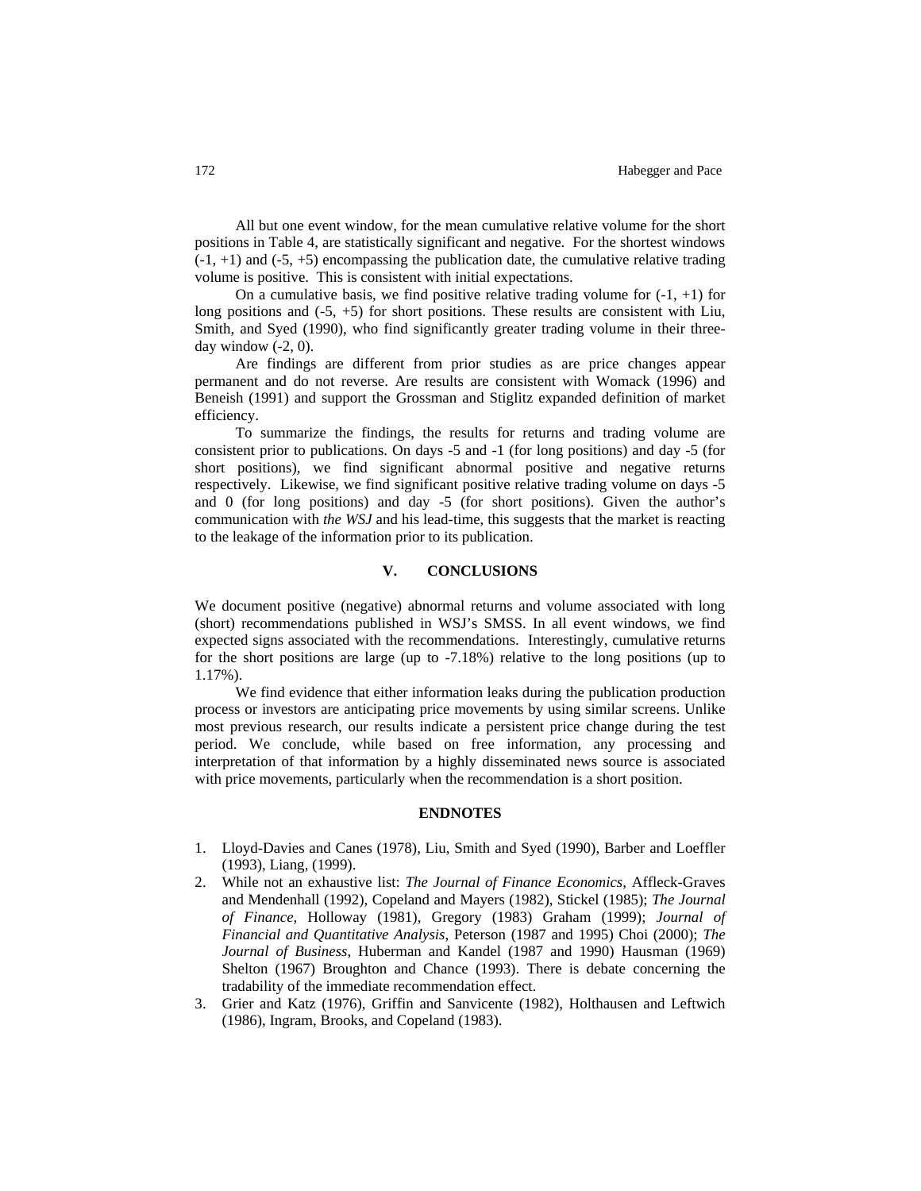All but one event window, for the mean cumulative relative volume for the short positions in Table 4, are statistically significant and negative. For the shortest windows (-1, +1) and (-5, +5) encompassing the publication date, the cumulative relative trading volume is positive. This is consistent with initial expectations.

On a cumulative basis, we find positive relative trading volume for (-1, +1) for long positions and (-5, +5) for short positions. These results are consistent with Liu, Smith, and Syed (1990), who find significantly greater trading volume in their three-day window (-2, 0).

Are findings are different from prior studies as are price changes appear permanent and do not reverse. Are results are consistent with Womack (1996) and Beneish (1991) and support the Grossman and Stiglitz expanded definition of market efficiency.

To summarize the findings, the results for returns and trading volume are consistent prior to publications. On days -5 and -1 (for long positions) and day -5 (for short positions), we find significant abnormal positive and negative returns respectively. Likewise, we find significant positive relative trading volume on days -5 and 0 (for long positions) and day -5 (for short positions). Given the author's communication with *the WSJ* and his lead-time, this suggests that the market is reacting to the leakage of the information prior to its publication.

## V. CONCLUSIONS

We document positive (negative) abnormal returns and volume associated with long (short) recommendations published in WSJ's SMSS. In all event windows, we find expected signs associated with the recommendations. Interestingly, cumulative returns for the short positions are large (up to -7.18%) relative to the long positions (up to 1.17%).

We find evidence that either information leaks during the publication production process or investors are anticipating price movements by using similar screens. Unlike most previous research, our results indicate a persistent price change during the test period. We conclude, while based on free information, any processing and interpretation of that information by a highly disseminated news source is associated with price movements, particularly when the recommendation is a short position.

## ENDNOTES

1. Lloyd-Davies and Canes (1978), Liu, Smith and Syed (1990), Barber and Loeffler (1993), Liang, (1999).
2. While not an exhaustive list: *The Journal of Finance Economics*, Affleck-Graves and Mendenhall (1992), Copeland and Mayers (1982), Stickel (1985); *The Journal of Finance*, Holloway (1981), Gregory (1983) Graham (1999); *Journal of Financial and Quantitative Analysis*, Peterson (1987 and 1995) Choi (2000); *The Journal of Business*, Huberman and Kandel (1987 and 1990) Hausman (1969) Shelton (1967) Broughton and Chance (1993). There is debate concerning the tradability of the immediate recommendation effect.
3. Grier and Katz (1976), Griffin and Sanvicente (1982), Holthausen and Leftwich (1986), Ingram, Brooks, and Copeland (1983).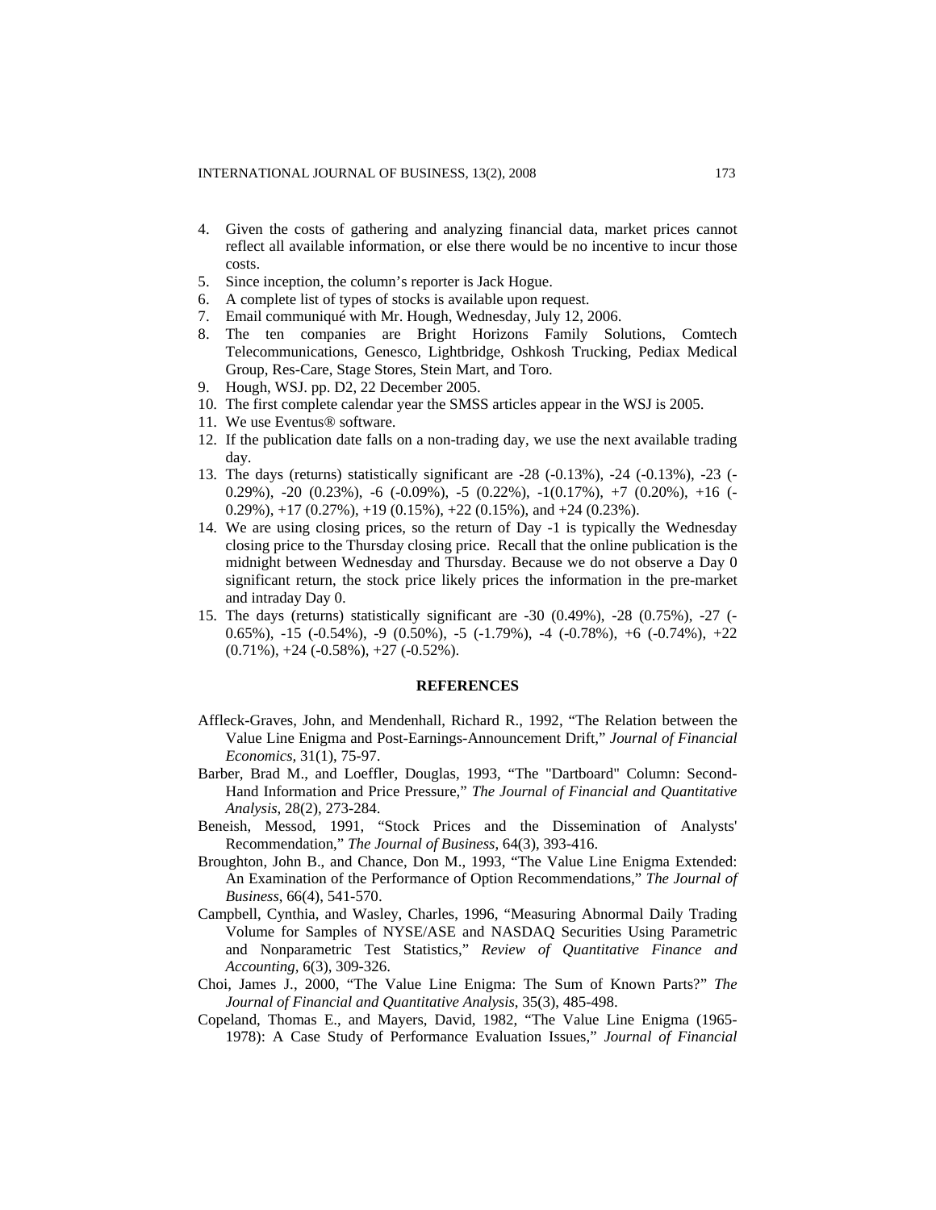4. Given the costs of gathering and analyzing financial data, market prices cannot reflect all available information, or else there would be no incentive to incur those costs.
5. Since inception, the column's reporter is Jack Hogue.
6. A complete list of types of stocks is available upon request.
7. Email communiqué with Mr. Hough, Wednesday, July 12, 2006.
8. The ten companies are Bright Horizons Family Solutions, Comtech Telecommunications, Genesco, Lightbridge, Oshkosh Trucking, Pediax Medical Group, Res-Care, Stage Stores, Stein Mart, and Toro.
9. Hough, WSJ. pp. D2, 22 December 2005.
10. The first complete calendar year the SMSS articles appear in the WSJ is 2005.
11. We use Eventus® software.
12. If the publication date falls on a non-trading day, we use the next available trading day.
13. The days (returns) statistically significant are -28 (-0.13%), -24 (-0.13%), -23 (-0.29%), -20 (0.23%), -6 (-0.09%), -5 (0.22%), -1(0.17%), +7 (0.20%), +16 (-0.29%), +17 (0.27%), +19 (0.15%), +22 (0.15%), and +24 (0.23%).
14. We are using closing prices, so the return of Day -1 is typically the Wednesday closing price to the Thursday closing price. Recall that the online publication is the midnight between Wednesday and Thursday. Because we do not observe a Day 0 significant return, the stock price likely prices the information in the pre-market and intraday Day 0.
15. The days (returns) statistically significant are -30 (0.49%), -28 (0.75%), -27 (-0.65%), -15 (-0.54%), -9 (0.50%), -5 (-1.79%), -4 (-0.78%), +6 (-0.74%), +22 (0.71%), +24 (-0.58%), +27 (-0.52%).

## REFERENCES

Affleck-Graves, John, and Mendenhall, Richard R., 1992, "The Relation between the Value Line Enigma and Post-Earnings-Announcement Drift," *Journal of Financial Economics*, 31(1), 75-97.

Barber, Brad M., and Loeffler, Douglas, 1993, "The "Dartboard" Column: Second-Hand Information and Price Pressure," *The Journal of Financial and Quantitative Analysis*, 28(2), 273-284.

Beneish, Messod, 1991, "Stock Prices and the Dissemination of Analysts' Recommendation," *The Journal of Business*, 64(3), 393-416.

Broughton, John B., and Chance, Don M., 1993, "The Value Line Enigma Extended: An Examination of the Performance of Option Recommendations," *The Journal of Business*, 66(4), 541-570.

Campbell, Cynthia, and Wasley, Charles, 1996, "Measuring Abnormal Daily Trading Volume for Samples of NYSE/ASE and NASDAQ Securities Using Parametric and Nonparametric Test Statistics," *Review of Quantitative Finance and Accounting*, 6(3), 309-326.

Choi, James J., 2000, "The Value Line Enigma: The Sum of Known Parts?" *The Journal of Financial and Quantitative Analysis*, 35(3), 485-498.

Copeland, Thomas E., and Mayers, David, 1982, "The Value Line Enigma (1965-1978): A Case Study of Performance Evaluation Issues," *Journal of Financial*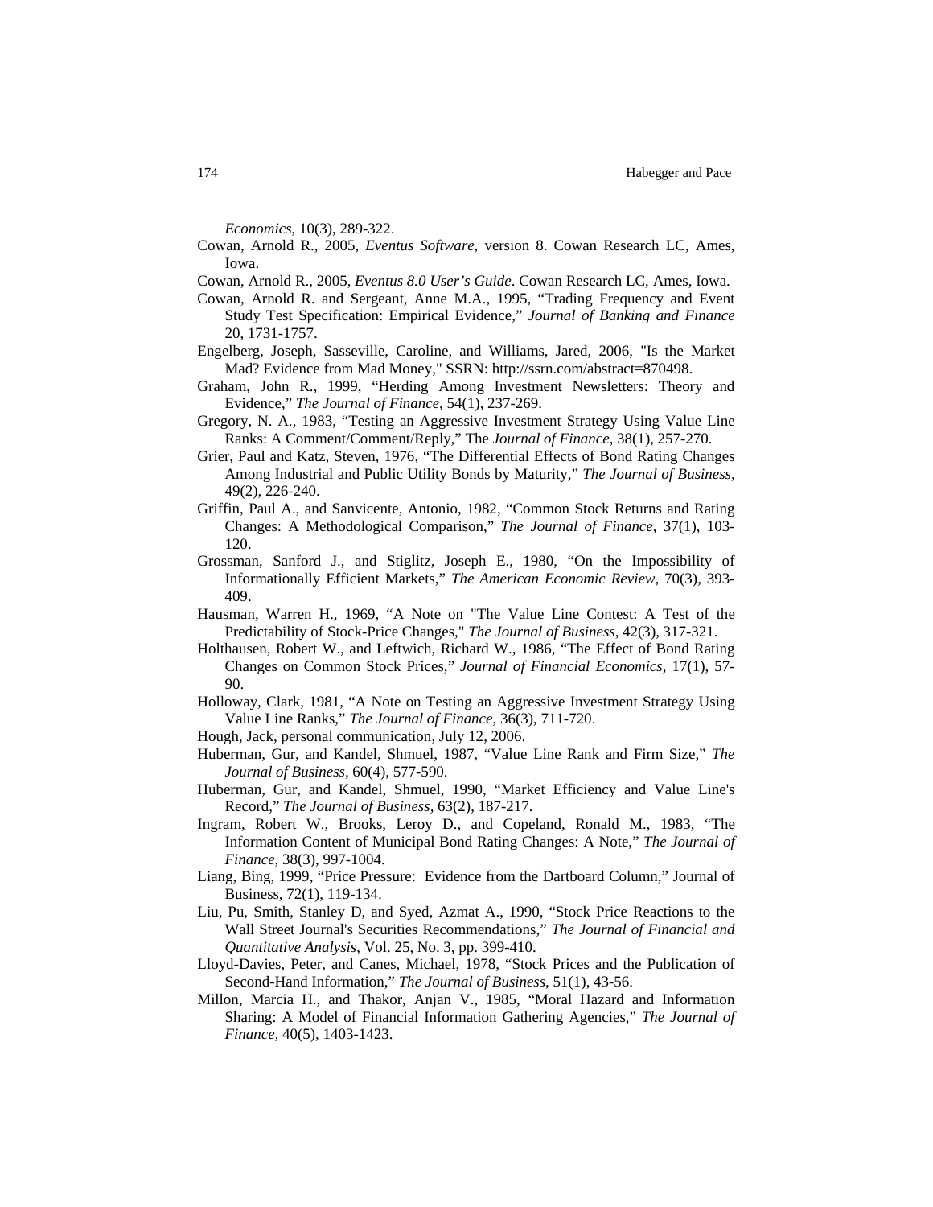*Economics*, 10(3), 289-322.

Cowan, Arnold R., 2005, *Eventus Software*, version 8. Cowan Research LC, Ames, Iowa.

Cowan, Arnold R., 2005, *Eventus 8.0 User's Guide*. Cowan Research LC, Ames, Iowa.

Cowan, Arnold R. and Sergeant, Anne M.A., 1995, "Trading Frequency and Event Study Test Specification: Empirical Evidence," *Journal of Banking and Finance* 20, 1731-1757.

Engelberg, Joseph, Sasseville, Caroline, and Williams, Jared, 2006, "Is the Market Mad? Evidence from Mad Money," SSRN: http://ssrn.com/abstract=870498.

Graham, John R., 1999, "Herding Among Investment Newsletters: Theory and Evidence," *The Journal of Finance*, 54(1), 237-269.

Gregory, N. A., 1983, "Testing an Aggressive Investment Strategy Using Value Line Ranks: A Comment/Comment/Reply," The *Journal of Finance*, 38(1), 257-270.

Grier, Paul and Katz, Steven, 1976, "The Differential Effects of Bond Rating Changes Among Industrial and Public Utility Bonds by Maturity," *The Journal of Business*, 49(2), 226-240.

Griffin, Paul A., and Sanvicente, Antonio, 1982, "Common Stock Returns and Rating Changes: A Methodological Comparison," *The Journal of Finance*, 37(1), 103-120.

Grossman, Sanford J., and Stiglitz, Joseph E., 1980, "On the Impossibility of Informationally Efficient Markets," *The American Economic Review*, 70(3), 393-409.

Hausman, Warren H., 1969, "A Note on "The Value Line Contest: A Test of the Predictability of Stock-Price Changes," *The Journal of Business*, 42(3), 317-321.

Holthausen, Robert W., and Leftwich, Richard W., 1986, "The Effect of Bond Rating Changes on Common Stock Prices," *Journal of Financial Economics*, 17(1), 57-90.

Holloway, Clark, 1981, "A Note on Testing an Aggressive Investment Strategy Using Value Line Ranks," *The Journal of Finance*, 36(3), 711-720.

Hough, Jack, personal communication, July 12, 2006.

Huberman, Gur, and Kandel, Shmuel, 1987, "Value Line Rank and Firm Size," *The Journal of Business*, 60(4), 577-590.

Huberman, Gur, and Kandel, Shmuel, 1990, "Market Efficiency and Value Line's Record," *The Journal of Business*, 63(2), 187-217.

Ingram, Robert W., Brooks, Leroy D., and Copeland, Ronald M., 1983, "The Information Content of Municipal Bond Rating Changes: A Note," *The Journal of Finance*, 38(3), 997-1004.

Liang, Bing, 1999, "Price Pressure: Evidence from the Dartboard Column," Journal of Business, 72(1), 119-134.

Liu, Pu, Smith, Stanley D, and Syed, Azmat A., 1990, "Stock Price Reactions to the Wall Street Journal's Securities Recommendations," *The Journal of Financial and Quantitative Analysis*, Vol. 25, No. 3, pp. 399-410.

Lloyd-Davies, Peter, and Canes, Michael, 1978, "Stock Prices and the Publication of Second-Hand Information," *The Journal of Business*, 51(1), 43-56.

Millon, Marcia H., and Thakor, Anjan V., 1985, "Moral Hazard and Information Sharing: A Model of Financial Information Gathering Agencies," *The Journal of Finance*, 40(5), 1403-1423.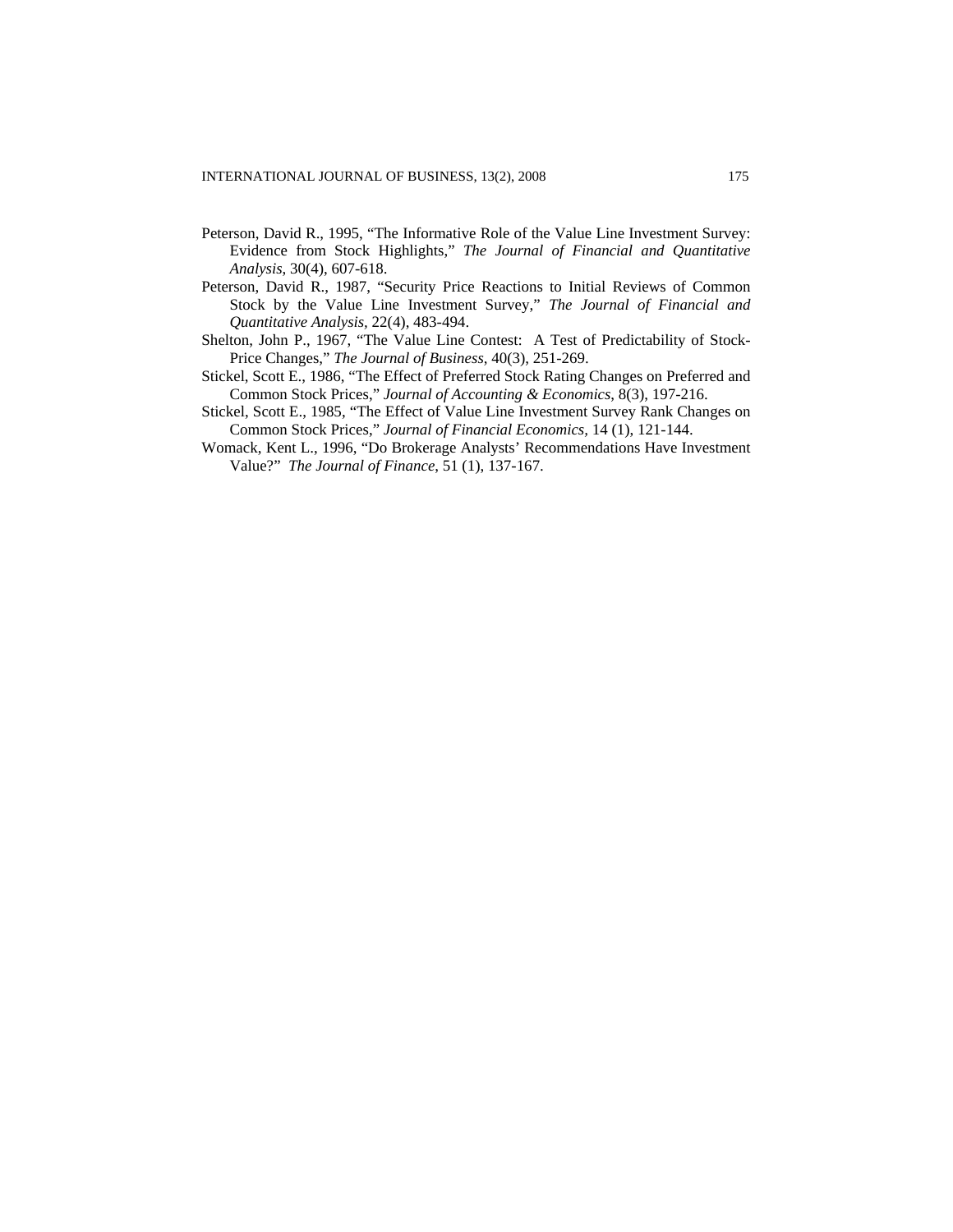Peterson, David R., 1995, "The Informative Role of the Value Line Investment Survey: Evidence from Stock Highlights," *The Journal of Financial and Quantitative Analysis*, 30(4), 607-618.

Peterson, David R., 1987, "Security Price Reactions to Initial Reviews of Common Stock by the Value Line Investment Survey," *The Journal of Financial and Quantitative Analysis*, 22(4), 483-494.

Shelton, John P., 1967, "The Value Line Contest: A Test of Predictability of Stock-Price Changes," *The Journal of Business*, 40(3), 251-269.

Stickel, Scott E., 1986, "The Effect of Preferred Stock Rating Changes on Preferred and Common Stock Prices," *Journal of Accounting & Economics*, 8(3), 197-216.

Stickel, Scott E., 1985, "The Effect of Value Line Investment Survey Rank Changes on Common Stock Prices," *Journal of Financial Economics*, 14 (1), 121-144.

Womack, Kent L., 1996, "Do Brokerage Analysts' Recommendations Have Investment Value?" *The Journal of Finance*, 51 (1), 137-167.